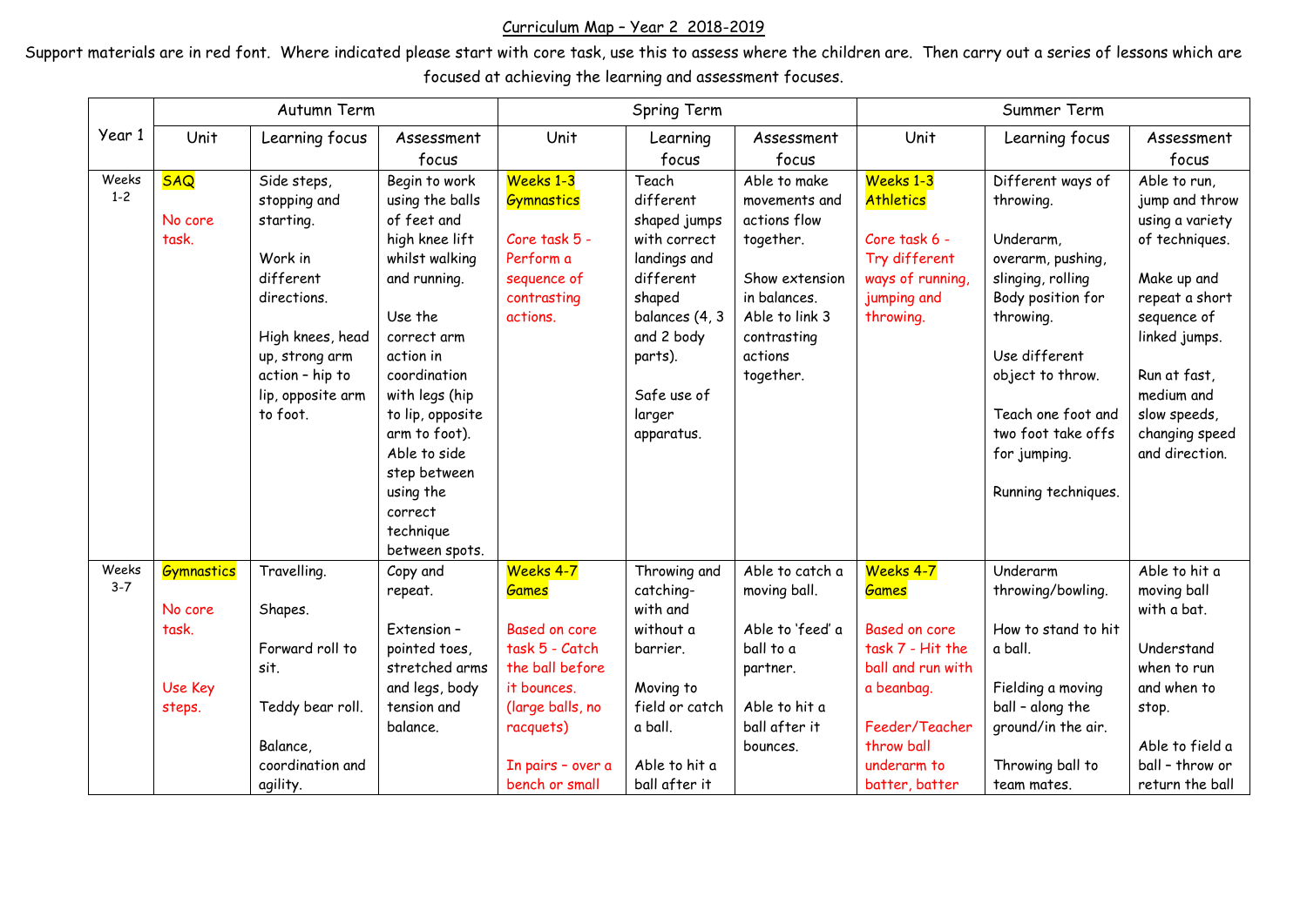Curriculum Map – Year 2 2018-2019

Support materials are in red font. Where indicated please start with core task, use this to assess where the children are. Then carry out a series of lessons which are focused at achieving the learning and assessment focuses.

| Year 1 | Autumn Term | | | Spring Term | | | Summer Term | | |
|---|---|---|---|---|---|---|---|---|---|
| | Unit | Learning focus | Assessment focus | Unit | Learning focus | Assessment focus | Unit | Learning focus | Assessment focus |
| Weeks 1-2 | SAQ<br><br>No core task. | Side steps, stopping and starting.<br><br>Work in different directions.<br><br>High knees, head up, strong arm action – hip to lip, opposite arm to foot. | Begin to work using the balls of feet and high knee lift whilst walking and running.<br><br>Use the correct arm action in coordination with legs (hip to lip, opposite arm to foot). Able to side step between using the correct technique between spots. | Weeks 1-3 Gymnastics<br><br>Core task 5 - Perform a sequence of contrasting actions. | Teach different shaped jumps with correct landings and different shaped balances (4, 3 and 2 body parts).<br><br>Safe use of larger apparatus. | Able to make movements and actions flow together.<br><br>Show extension in balances. Able to link 3 contrasting actions together. | Weeks 1-3 Athletics<br><br>Core task 6 - Try different ways of running, jumping and throwing. | Different ways of throwing.<br><br>Underarm, overarm, pushing, slinging, rolling Body position for throwing.<br><br>Use different object to throw.<br><br>Teach one foot and two foot take offs for jumping.<br><br>Running techniques. | Able to run, jump and throw using a variety of techniques.<br><br>Make up and repeat a short sequence of linked jumps.<br><br>Run at fast, medium and slow speeds, changing speed and direction. |
| Weeks 3-7 | Gymnastics<br><br>No core task.<br><br>Use Key steps. | Travelling.<br><br>Shapes.<br><br>Forward roll to sit.<br><br>Teddy bear roll.<br><br>Balance, coordination and agility. | Copy and repeat.<br><br>Extension – pointed toes, stretched arms and legs, body tension and balance. | Weeks 4-7 Games<br><br>Based on core task 5 - Catch the ball before it bounces. (large balls, no racquets)<br><br>In pairs – over a bench or small | Throwing and catching- with and without a barrier.<br><br>Moving to field or catch a ball.<br><br>Able to hit a ball after it | Able to catch a moving ball.<br><br>Able to 'feed' a ball to a partner.<br><br>Able to hit a ball after it bounces. | Weeks 4-7 Games<br><br>Based on core task 7 - Hit the ball and run with a beanbag.<br><br>Feeder/Teacher throw ball underarm to batter, batter | Underarm throwing/bowling.<br><br>How to stand to hit a ball.<br><br>Fielding a moving ball – along the ground/in the air.<br><br>Throwing ball to team mates. | Able to hit a moving ball with a bat.<br><br>Understand when to run and when to stop.<br><br>Able to field a ball – throw or return the ball |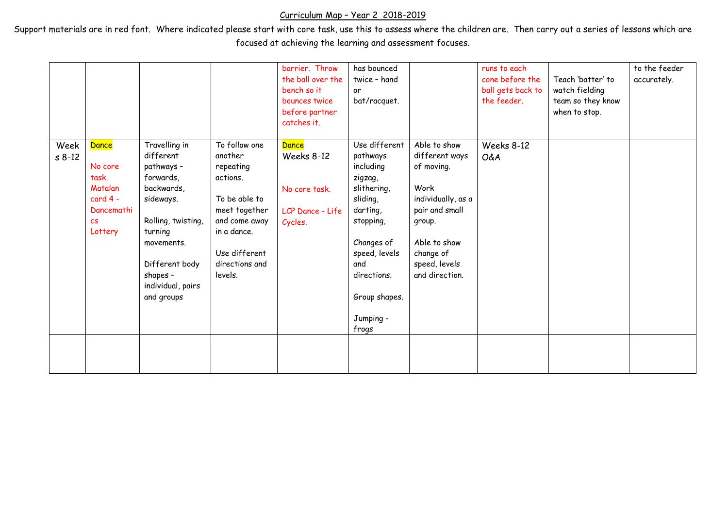Curriculum Map – Year 2 2018-2019

Support materials are in red font. Where indicated please start with core task, use this to assess where the children are. Then carry out a series of lessons which are focused at achieving the learning and assessment focuses.

| | | | | | | | | | |
|---|---|---|---|---|---|---|---|---|---|
| | | | | barrier. Throw the ball over the bench so it bounces twice before partner catches it. | has bounced twice – hand or bat/racquet. | | runs to each cone before the ball gets back to the feeder. | Teach 'batter' to watch fielding team so they know when to stop. | to the feeder accurately. |
| Weeks 8-12 | Dance<br><br>No core task. Matalan card 4 - Dancemathics Lottery | Travelling in different pathways – forwards, backwards, sideways.<br><br>Rolling, twisting, turning movements.<br><br>Different body shapes – individual, pairs and groups | To follow one another repeating actions.<br><br>To be able to meet together and come away in a dance.<br><br>Use different directions and levels. | Dance<br>Weeks 8-12<br><br>No core task.<br><br>LCP Dance - Life Cycles. | Use different pathways including zigzag, slithering, sliding, darting, stopping,<br><br>Changes of speed, levels and directions.<br><br>Group shapes.<br><br>Jumping - frogs | Able to show different ways of moving.<br><br>Work individually, as a pair and small group.<br><br>Able to show change of speed, levels and direction. | Weeks 8-12 O&A | | |
| | | | | | | | | | |